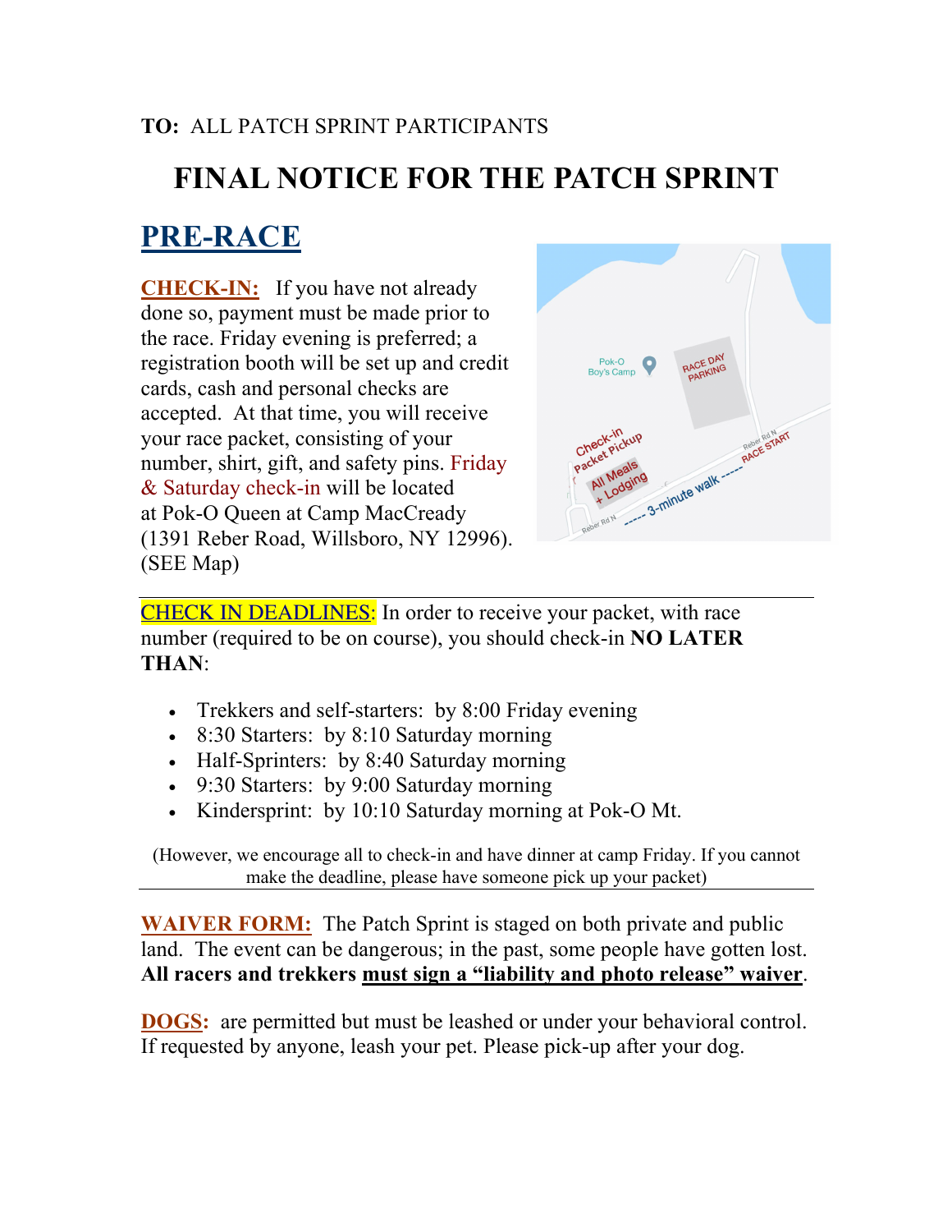**TO:** ALL PATCH SPRINT PARTICIPANTS

# FINAL NOTICE FOR THE PATCH SPRINT

## PRE-RACE

**CHECK-IN:** If you have not already done so, payment must be made prior to the race. Friday evening is preferred; a registration booth will be set up and credit cards, cash and personal checks are accepted. At that time, you will receive your race packet, consisting of your number, shirt, gift, and safety pins. Friday & Saturday check-in will be located at Pok-O Queen at Camp MacCready (1391 Reber Road, Willsboro, NY 12996). (SEE Map)

**CHECK IN DEADLINES:** In order to receive your packet, with race number (required to be on course), you should check-in **NO LATER THAN**:

- Trekkers and self-starters: by 8:00 Friday evening
- 8:30 Starters: by 8:10 Saturday morning
- Half-Sprinters: by 8:40 Saturday morning
- 9:30 Starters: by 9:00 Saturday morning
- Kindersprint: by 10:10 Saturday morning at Pok-O Mt.

(However, we encourage all to check-in and have dinner at camp Friday. If you cannot make the deadline, please have someone pick up your packet)

**WAIVER FORM:** The Patch Sprint is staged on both private and public land. The event can be dangerous; in the past, some people have gotten lost. **All racers and trekkers must sign a "liability and photo release" waiver**.

**DOGS:** are permitted but must be leashed or under your behavioral control. If requested by anyone, leash your pet. Please pick-up after your dog.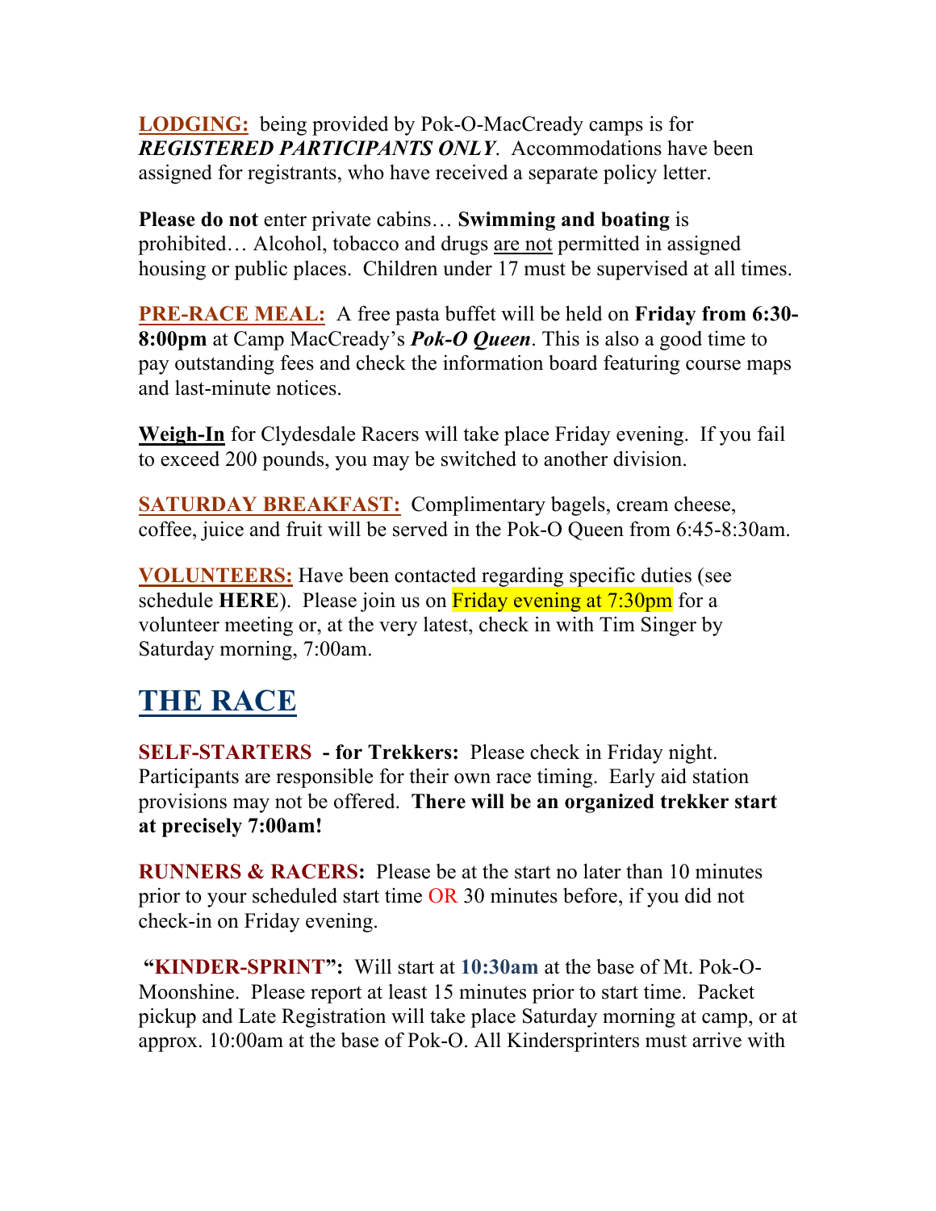**LODGING:** being provided by Pok-O-MacCready camps is for ***REGISTERED PARTICIPANTS ONLY***. Accommodations have been assigned for registrants, who have received a separate policy letter.

**Please do not** enter private cabins… **Swimming and boating** is prohibited… Alcohol, tobacco and drugs are not permitted in assigned housing or public places. Children under 17 must be supervised at all times.

**PRE-RACE MEAL:** A free pasta buffet will be held on **Friday from 6:30-8:00pm** at Camp MacCready's ***Pok-O Queen***. This is also a good time to pay outstanding fees and check the information board featuring course maps and last-minute notices.

**Weigh-In** for Clydesdale Racers will take place Friday evening. If you fail to exceed 200 pounds, you may be switched to another division.

**SATURDAY BREAKFAST:** Complimentary bagels, cream cheese, coffee, juice and fruit will be served in the Pok-O Queen from 6:45-8:30am.

**VOLUNTEERS:** Have been contacted regarding specific duties (see schedule **HERE**). Please join us on Friday evening at 7:30pm for a volunteer meeting or, at the very latest, check in with Tim Singer by Saturday morning, 7:00am.

# THE RACE

**SELF-STARTERS - for Trekkers:** Please check in Friday night. Participants are responsible for their own race timing. Early aid station provisions may not be offered. **There will be an organized trekker start at precisely 7:00am!**

**RUNNERS & RACERS:** Please be at the start no later than 10 minutes prior to your scheduled start time OR 30 minutes before, if you did not check-in on Friday evening.

**"KINDER-SPRINT":** Will start at **10:30am** at the base of Mt. Pok-O-Moonshine. Please report at least 15 minutes prior to start time. Packet pickup and Late Registration will take place Saturday morning at camp, or at approx. 10:00am at the base of Pok-O. All Kindersprinters must arrive with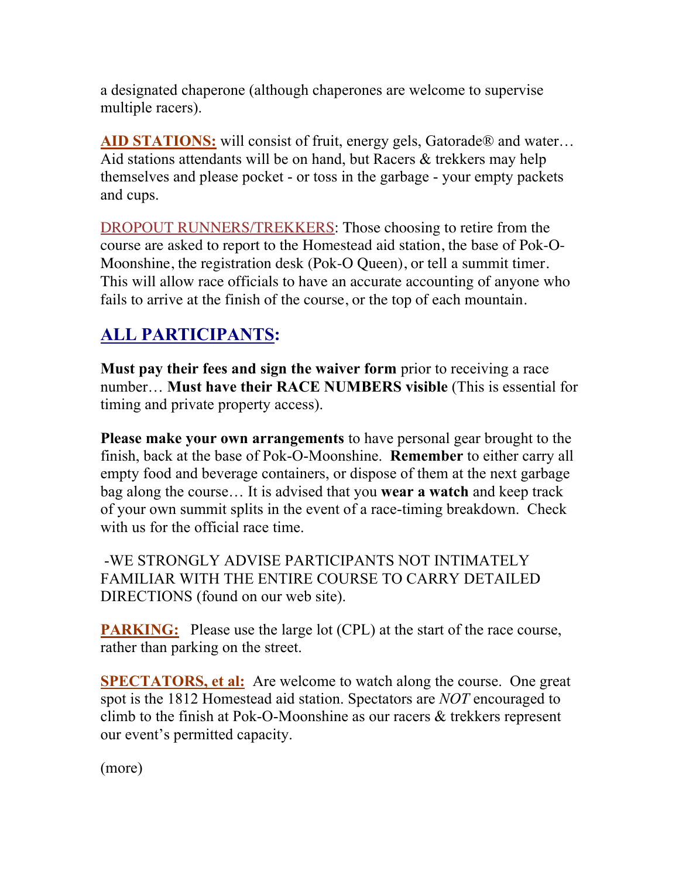a designated chaperone (although chaperones are welcome to supervise multiple racers).

**AID STATIONS:** will consist of fruit, energy gels, Gatorade® and water… Aid stations attendants will be on hand, but Racers & trekkers may help themselves and please pocket - or toss in the garbage - your empty packets and cups.

DROPOUT RUNNERS/TREKKERS: Those choosing to retire from the course are asked to report to the Homestead aid station, the base of Pok-O-Moonshine, the registration desk (Pok-O Queen), or tell a summit timer. This will allow race officials to have an accurate accounting of anyone who fails to arrive at the finish of the course, or the top of each mountain.

## ALL PARTICIPANTS:

**Must pay their fees and sign the waiver form** prior to receiving a race number… **Must have their RACE NUMBERS visible** (This is essential for timing and private property access).

**Please make your own arrangements** to have personal gear brought to the finish, back at the base of Pok-O-Moonshine. **Remember** to either carry all empty food and beverage containers, or dispose of them at the next garbage bag along the course… It is advised that you **wear a watch** and keep track of your own summit splits in the event of a race-timing breakdown. Check with us for the official race time.

-WE STRONGLY ADVISE PARTICIPANTS NOT INTIMATELY FAMILIAR WITH THE ENTIRE COURSE TO CARRY DETAILED DIRECTIONS (found on our web site).

**PARKING:** Please use the large lot (CPL) at the start of the race course, rather than parking on the street.

**SPECTATORS, et al:** Are welcome to watch along the course. One great spot is the 1812 Homestead aid station. Spectators are *NOT* encouraged to climb to the finish at Pok-O-Moonshine as our racers & trekkers represent our event's permitted capacity.

(more)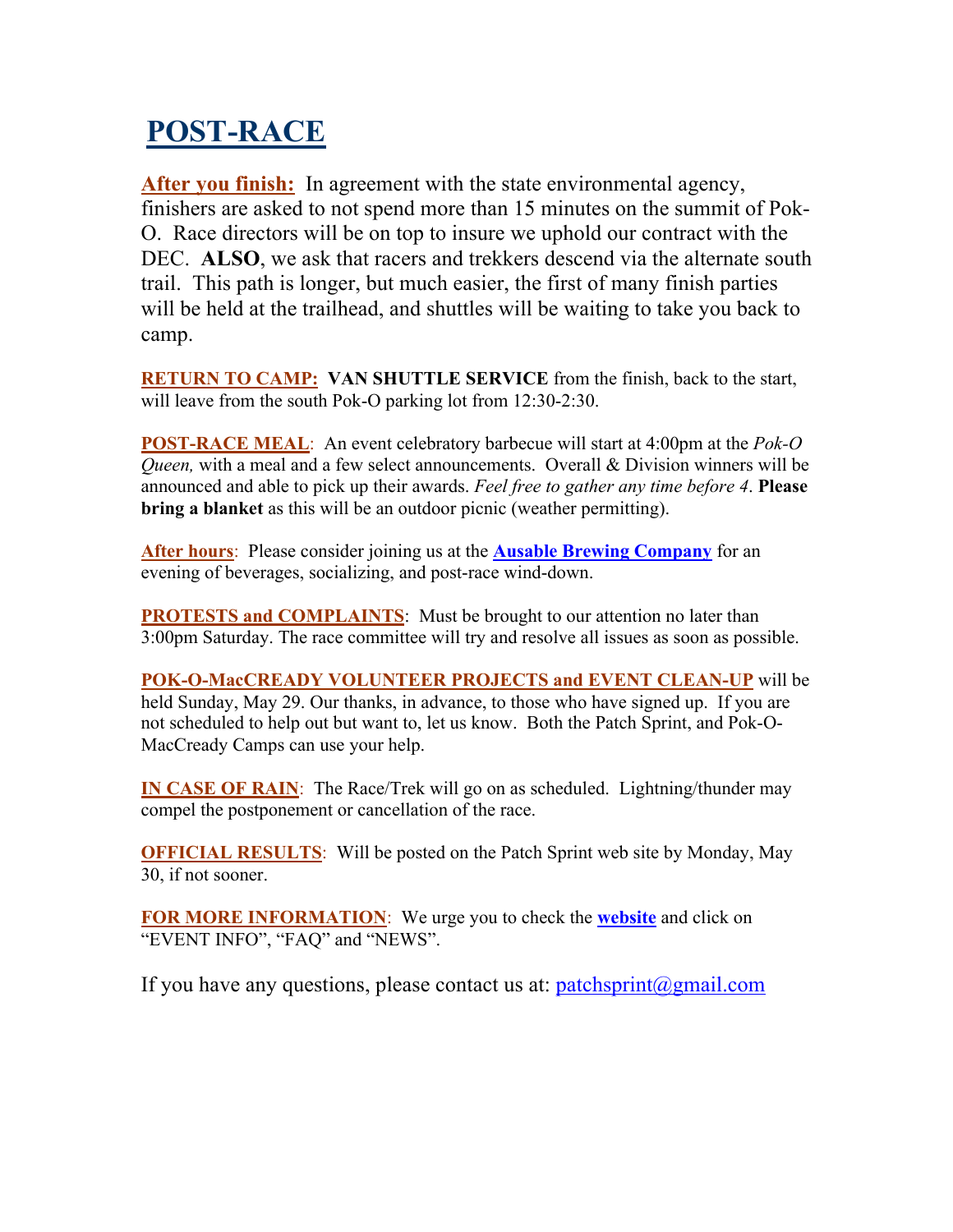# POST-RACE

**After you finish:** In agreement with the state environmental agency, finishers are asked to not spend more than 15 minutes on the summit of Pok-O. Race directors will be on top to insure we uphold our contract with the DEC. **ALSO**, we ask that racers and trekkers descend via the alternate south trail. This path is longer, but much easier, the first of many finish parties will be held at the trailhead, and shuttles will be waiting to take you back to camp.

**RETURN TO CAMP:** **VAN SHUTTLE SERVICE** from the finish, back to the start, will leave from the south Pok-O parking lot from 12:30-2:30.

**POST-RACE MEAL**: An event celebratory barbecue will start at 4:00pm at the *Pok-O Queen,* with a meal and a few select announcements. Overall & Division winners will be announced and able to pick up their awards. *Feel free to gather any time before 4*. **Please bring a blanket** as this will be an outdoor picnic (weather permitting).

**After hours**: Please consider joining us at the **Ausable Brewing Company** for an evening of beverages, socializing, and post-race wind-down.

**PROTESTS and COMPLAINTS**: Must be brought to our attention no later than 3:00pm Saturday. The race committee will try and resolve all issues as soon as possible.

**POK-O-MacCREADY VOLUNTEER PROJECTS and EVENT CLEAN-UP** will be held Sunday, May 29. Our thanks, in advance, to those who have signed up. If you are not scheduled to help out but want to, let us know. Both the Patch Sprint, and Pok-O-MacCready Camps can use your help.

**IN CASE OF RAIN**: The Race/Trek will go on as scheduled. Lightning/thunder may compel the postponement or cancellation of the race.

**OFFICIAL RESULTS**: Will be posted on the Patch Sprint web site by Monday, May 30, if not sooner.

**FOR MORE INFORMATION**: We urge you to check the **website** and click on "EVENT INFO", "FAQ" and "NEWS".

If you have any questions, please contact us at: patchsprint@gmail.com